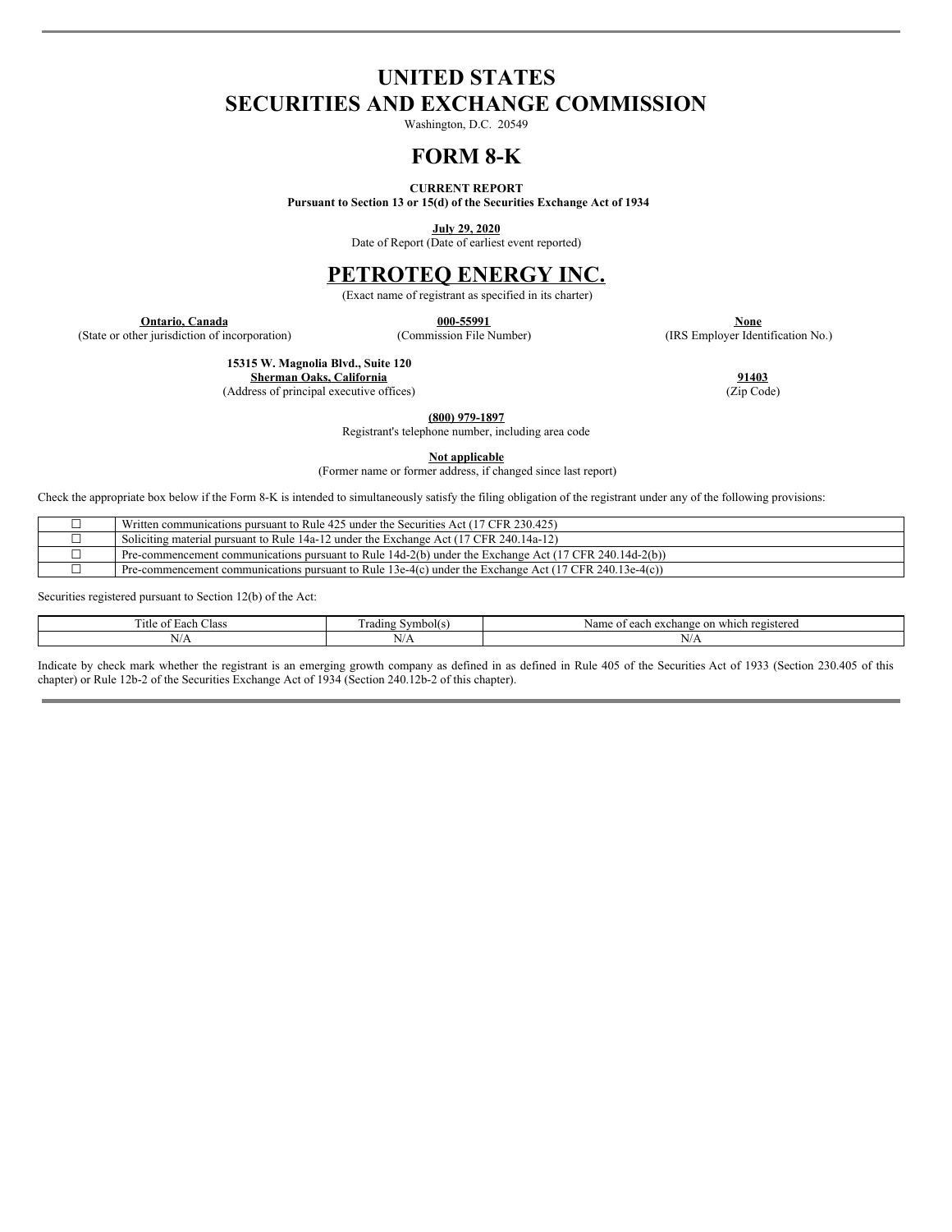# UNITED STATES
# SECURITIES AND EXCHANGE COMMISSION

Washington, D.C. 20549

# FORM 8-K

**CURRENT REPORT**
**Pursuant to Section 13 or 15(d) of the Securities Exchange Act of 1934**

**July 29, 2020**
Date of Report (Date of earliest event reported)

# PETROTEQ ENERGY INC.

(Exact name of registrant as specified in its charter)

| **Ontario, Canada** | **000-55991** | **None** |
|---|---|---|
| (State or other jurisdiction of incorporation) | (Commission File Number) | (IRS Employer Identification No.) |

| **15315 W. Magnolia Blvd., Suite 120 Sherman Oaks, California** | **91403** |
|---|---|
| (Address of principal executive offices) | (Zip Code) |

**(800) 979-1897**
Registrant's telephone number, including area code

**Not applicable**
(Former name or former address, if changed since last report)

Check the appropriate box below if the Form 8-K is intended to simultaneously satisfy the filing obligation of the registrant under any of the following provisions:

| | |
|---|---|
| ☐ | Written communications pursuant to Rule 425 under the Securities Act (17 CFR 230.425) |
| ☐ | Soliciting material pursuant to Rule 14a-12 under the Exchange Act (17 CFR 240.14a-12) |
| ☐ | Pre-commencement communications pursuant to Rule 14d-2(b) under the Exchange Act (17 CFR 240.14d-2(b)) |
| ☐ | Pre-commencement communications pursuant to Rule 13e-4(c) under the Exchange Act (17 CFR 240.13e-4(c)) |

Securities registered pursuant to Section 12(b) of the Act:

| Title of Each Class | Trading Symbol(s) | Name of each exchange on which registered |
|---|---|---|
| N/A | N/A | N/A |

Indicate by check mark whether the registrant is an emerging growth company as defined in as defined in Rule 405 of the Securities Act of 1933 (Section 230.405 of this chapter) or Rule 12b-2 of the Securities Exchange Act of 1934 (Section 240.12b-2 of this chapter).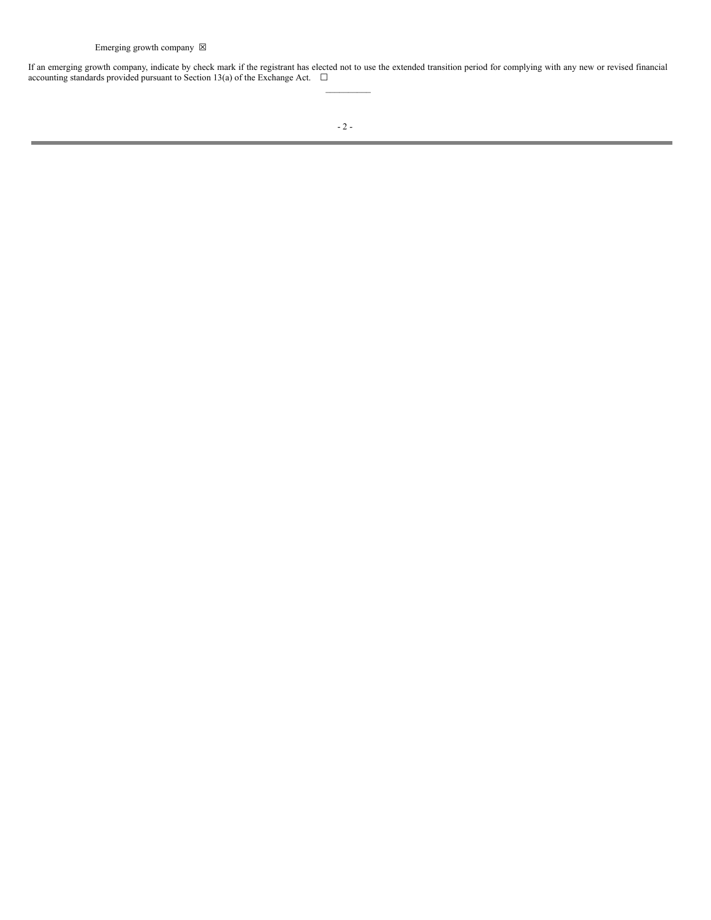Emerging growth company ☒

If an emerging growth company, indicate by check mark if the registrant has elected not to use the extended transition period for complying with any new or revised financial accounting standards provided pursuant to Section 13(a) of the Exchange Act. ☐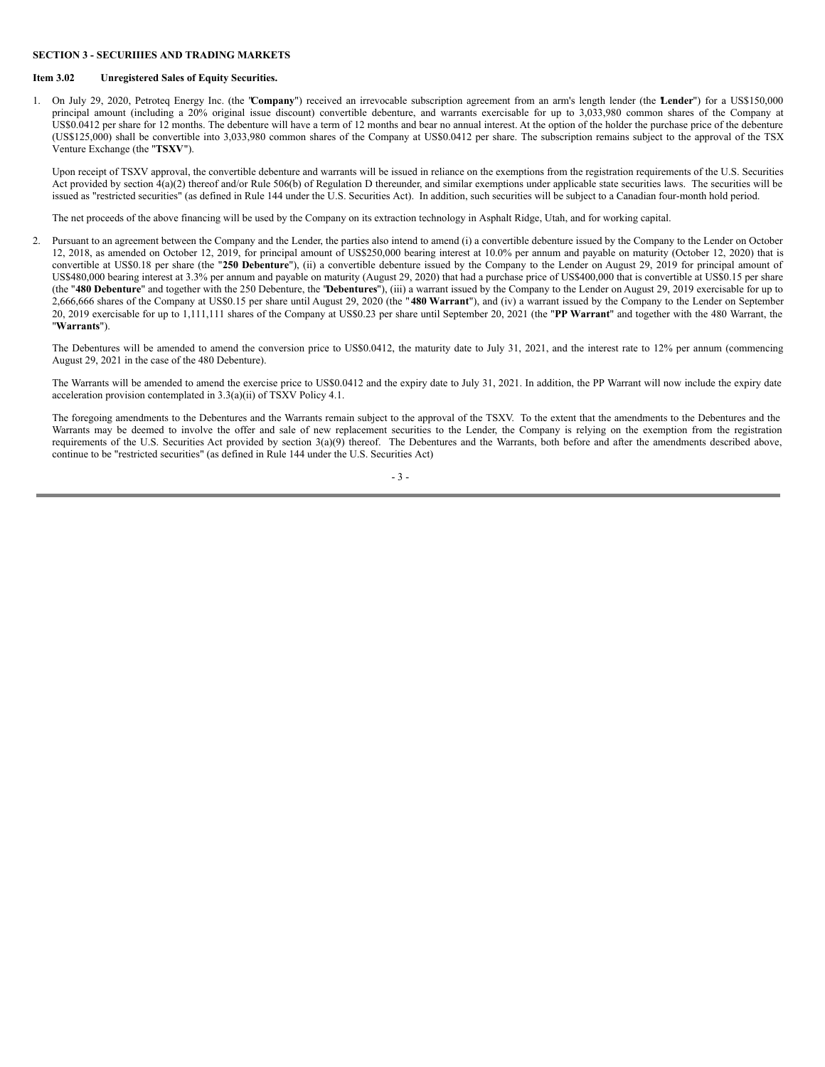**SECTION 3 - SECURIIIES AND TRADING MARKETS**

**Item 3.02 Unregistered Sales of Equity Securities.**

1. On July 29, 2020, Petroteq Energy Inc. (the "**Company**") received an irrevocable subscription agreement from an arm's length lender (the "**Lender**") for a US$150,000 principal amount (including a 20% original issue discount) convertible debenture, and warrants exercisable for up to 3,033,980 common shares of the Company at US$0.0412 per share for 12 months. The debenture will have a term of 12 months and bear no annual interest. At the option of the holder the purchase price of the debenture (US$125,000) shall be convertible into 3,033,980 common shares of the Company at US$0.0412 per share. The subscription remains subject to the approval of the TSX Venture Exchange (the "**TSXV**").

   Upon receipt of TSXV approval, the convertible debenture and warrants will be issued in reliance on the exemptions from the registration requirements of the U.S. Securities Act provided by section 4(a)(2) thereof and/or Rule 506(b) of Regulation D thereunder, and similar exemptions under applicable state securities laws. The securities will be issued as "restricted securities" (as defined in Rule 144 under the U.S. Securities Act). In addition, such securities will be subject to a Canadian four-month hold period.

   The net proceeds of the above financing will be used by the Company on its extraction technology in Asphalt Ridge, Utah, and for working capital.

2. Pursuant to an agreement between the Company and the Lender, the parties also intend to amend (i) a convertible debenture issued by the Company to the Lender on October 12, 2018, as amended on October 12, 2019, for principal amount of US$250,000 bearing interest at 10.0% per annum and payable on maturity (October 12, 2020) that is convertible at US$0.18 per share (the "**250 Debenture**"), (ii) a convertible debenture issued by the Company to the Lender on August 29, 2019 for principal amount of US$480,000 bearing interest at 3.3% per annum and payable on maturity (August 29, 2020) that had a purchase price of US$400,000 that is convertible at US$0.15 per share (the "**480 Debenture**" and together with the 250 Debenture, the "**Debentures**"), (iii) a warrant issued by the Company to the Lender on August 29, 2019 exercisable for up to 2,666,666 shares of the Company at US$0.15 per share until August 29, 2020 (the "**480 Warrant**"), and (iv) a warrant issued by the Company to the Lender on September 20, 2019 exercisable for up to 1,111,111 shares of the Company at US$0.23 per share until September 20, 2021 (the "**PP Warrant**" and together with the 480 Warrant, the "**Warrants**").

   The Debentures will be amended to amend the conversion price to US$0.0412, the maturity date to July 31, 2021, and the interest rate to 12% per annum (commencing August 29, 2021 in the case of the 480 Debenture).

   The Warrants will be amended to amend the exercise price to US$0.0412 and the expiry date to July 31, 2021. In addition, the PP Warrant will now include the expiry date acceleration provision contemplated in 3.3(a)(ii) of TSXV Policy 4.1.

   The foregoing amendments to the Debentures and the Warrants remain subject to the approval of the TSXV. To the extent that the amendments to the Debentures and the Warrants may be deemed to involve the offer and sale of new replacement securities to the Lender, the Company is relying on the exemption from the registration requirements of the U.S. Securities Act provided by section 3(a)(9) thereof. The Debentures and the Warrants, both before and after the amendments described above, continue to be "restricted securities" (as defined in Rule 144 under the U.S. Securities Act)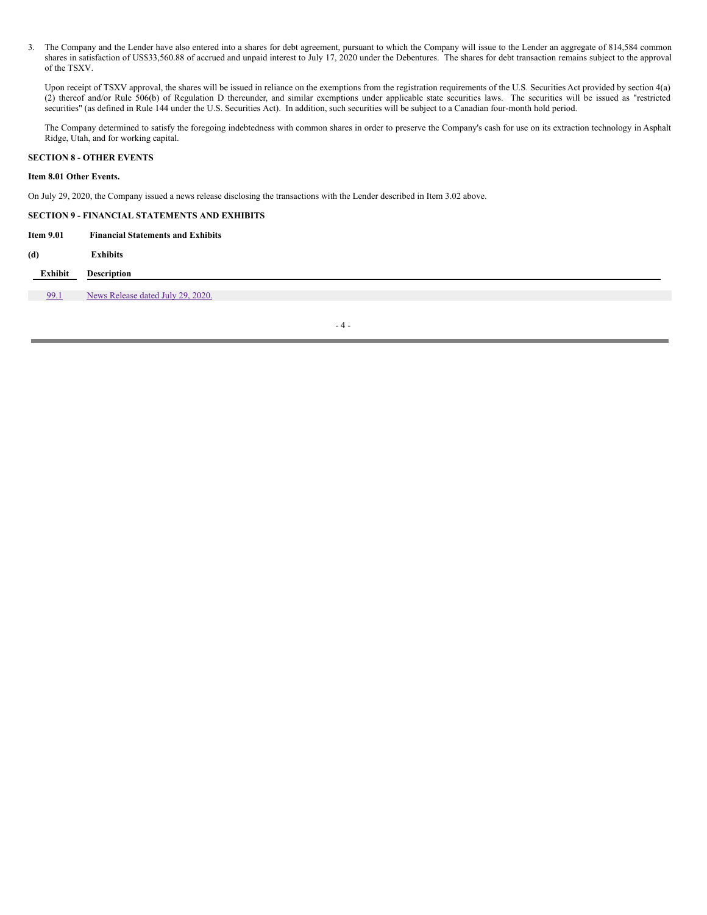3. The Company and the Lender have also entered into a shares for debt agreement, pursuant to which the Company will issue to the Lender an aggregate of 814,584 common shares in satisfaction of US$33,560.88 of accrued and unpaid interest to July 17, 2020 under the Debentures. The shares for debt transaction remains subject to the approval of the TSXV.

   Upon receipt of TSXV approval, the shares will be issued in reliance on the exemptions from the registration requirements of the U.S. Securities Act provided by section 4(a)(2) thereof and/or Rule 506(b) of Regulation D thereunder, and similar exemptions under applicable state securities laws. The securities will be issued as "restricted securities" (as defined in Rule 144 under the U.S. Securities Act). In addition, such securities will be subject to a Canadian four-month hold period.

   The Company determined to satisfy the foregoing indebtedness with common shares in order to preserve the Company's cash for use on its extraction technology in Asphalt Ridge, Utah, and for working capital.

**SECTION 8 - OTHER EVENTS**

**Item 8.01 Other Events.**

On July 29, 2020, the Company issued a news release disclosing the transactions with the Lender described in Item 3.02 above.

**SECTION 9 - FINANCIAL STATEMENTS AND EXHIBITS**

**Item 9.01 Financial Statements and Exhibits**

**(d) Exhibits**

| Exhibit | Description |
|---|---|
| 99.1 | News Release dated July 29, 2020. |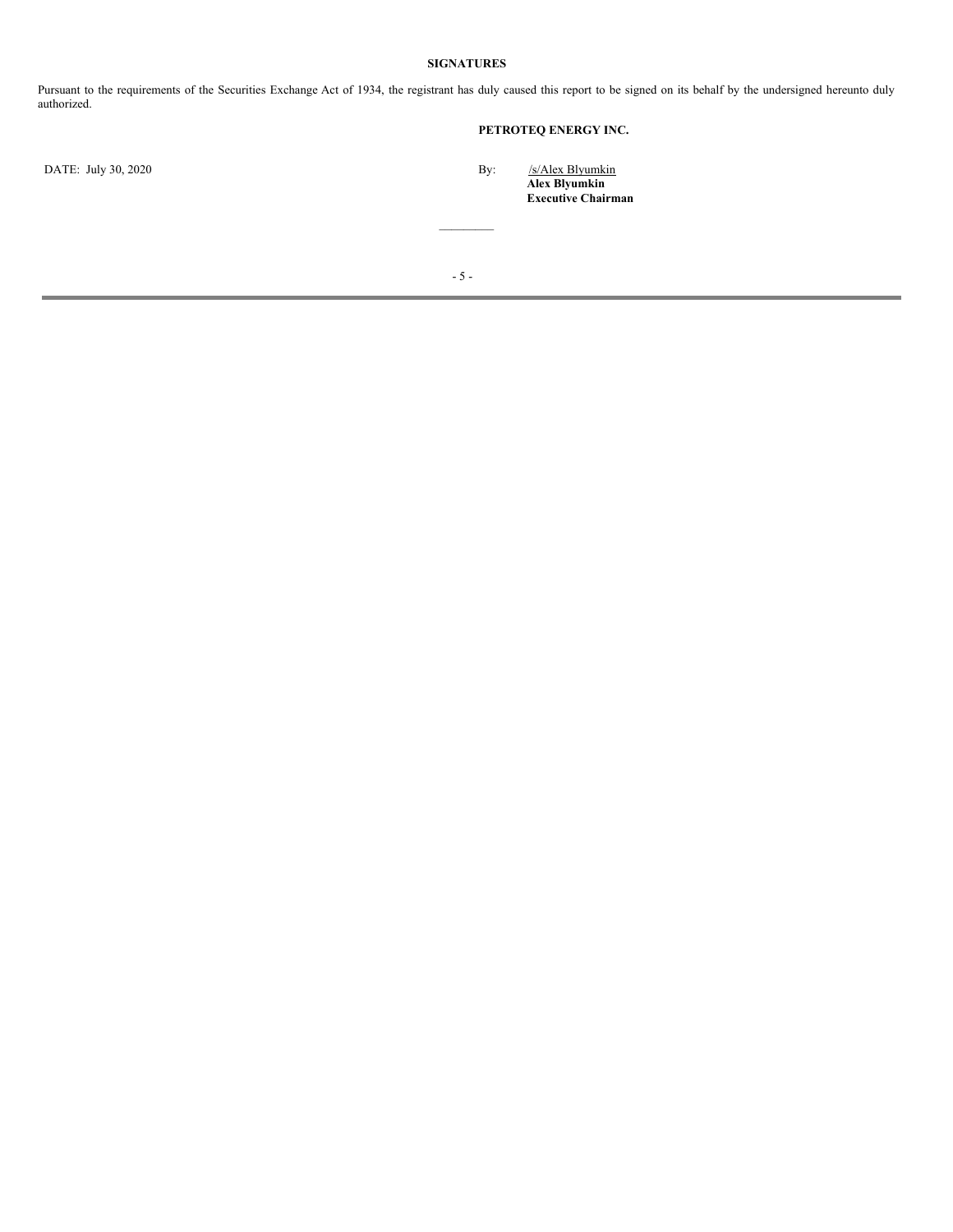**SIGNATURES**

Pursuant to the requirements of the Securities Exchange Act of 1934, the registrant has duly caused this report to be signed on its behalf by the undersigned hereunto duly authorized.

**PETROTEQ ENERGY INC.**

DATE: July 30, 2020

By: /s/Alex Blyumkin
**Alex Blyumkin**
**Executive Chairman**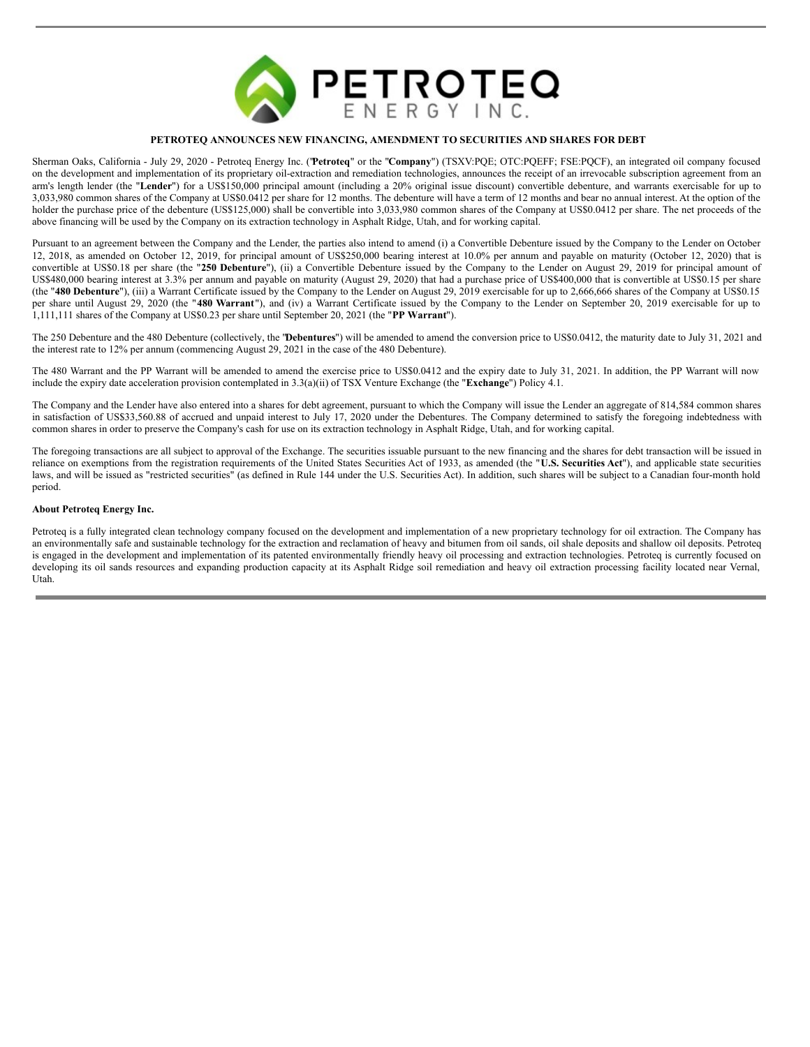**PETROTEQ ANNOUNCES NEW FINANCING, AMENDMENT TO SECURITIES AND SHARES FOR DEBT**

Sherman Oaks, California - July 29, 2020 - Petroteq Energy Inc. ("**Petroteq**" or the "**Company**") (TSXV:PQE; OTC:PQEFF; FSE:PQCF), an integrated oil company focused on the development and implementation of its proprietary oil-extraction and remediation technologies, announces the receipt of an irrevocable subscription agreement from an arm's length lender (the "**Lender**") for a US$150,000 principal amount (including a 20% original issue discount) convertible debenture, and warrants exercisable for up to 3,033,980 common shares of the Company at US$0.0412 per share for 12 months. The debenture will have a term of 12 months and bear no annual interest. At the option of the holder the purchase price of the debenture (US$125,000) shall be convertible into 3,033,980 common shares of the Company at US$0.0412 per share. The net proceeds of the above financing will be used by the Company on its extraction technology in Asphalt Ridge, Utah, and for working capital.

Pursuant to an agreement between the Company and the Lender, the parties also intend to amend (i) a Convertible Debenture issued by the Company to the Lender on October 12, 2018, as amended on October 12, 2019, for principal amount of US$250,000 bearing interest at 10.0% per annum and payable on maturity (October 12, 2020) that is convertible at US$0.18 per share (the "**250 Debenture**"), (ii) a Convertible Debenture issued by the Company to the Lender on August 29, 2019 for principal amount of US$480,000 bearing interest at 3.3% per annum and payable on maturity (August 29, 2020) that had a purchase price of US$400,000 that is convertible at US$0.15 per share (the "**480 Debenture**"), (iii) a Warrant Certificate issued by the Company to the Lender on August 29, 2019 exercisable for up to 2,666,666 shares of the Company at US$0.15 per share until August 29, 2020 (the "**480 Warrant**"), and (iv) a Warrant Certificate issued by the Company to the Lender on September 20, 2019 exercisable for up to 1,111,111 shares of the Company at US$0.23 per share until September 20, 2021 (the "**PP Warrant**").

The 250 Debenture and the 480 Debenture (collectively, the "**Debentures**") will be amended to amend the conversion price to US$0.0412, the maturity date to July 31, 2021 and the interest rate to 12% per annum (commencing August 29, 2021 in the case of the 480 Debenture).

The 480 Warrant and the PP Warrant will be amended to amend the exercise price to US$0.0412 and the expiry date to July 31, 2021. In addition, the PP Warrant will now include the expiry date acceleration provision contemplated in 3.3(a)(ii) of TSX Venture Exchange (the "**Exchange**") Policy 4.1.

The Company and the Lender have also entered into a shares for debt agreement, pursuant to which the Company will issue the Lender an aggregate of 814,584 common shares in satisfaction of US$33,560.88 of accrued and unpaid interest to July 17, 2020 under the Debentures. The Company determined to satisfy the foregoing indebtedness with common shares in order to preserve the Company's cash for use on its extraction technology in Asphalt Ridge, Utah, and for working capital.

The foregoing transactions are all subject to approval of the Exchange. The securities issuable pursuant to the new financing and the shares for debt transaction will be issued in reliance on exemptions from the registration requirements of the United States Securities Act of 1933, as amended (the "**U.S. Securities Act**"), and applicable state securities laws, and will be issued as "restricted securities" (as defined in Rule 144 under the U.S. Securities Act). In addition, such shares will be subject to a Canadian four-month hold period.

**About Petroteq Energy Inc.**

Petroteq is a fully integrated clean technology company focused on the development and implementation of a new proprietary technology for oil extraction. The Company has an environmentally safe and sustainable technology for the extraction and reclamation of heavy and bitumen from oil sands, oil shale deposits and shallow oil deposits. Petroteq is engaged in the development and implementation of its patented environmentally friendly heavy oil processing and extraction technologies. Petroteq is currently focused on developing its oil sands resources and expanding production capacity at its Asphalt Ridge soil remediation and heavy oil extraction processing facility located near Vernal, Utah.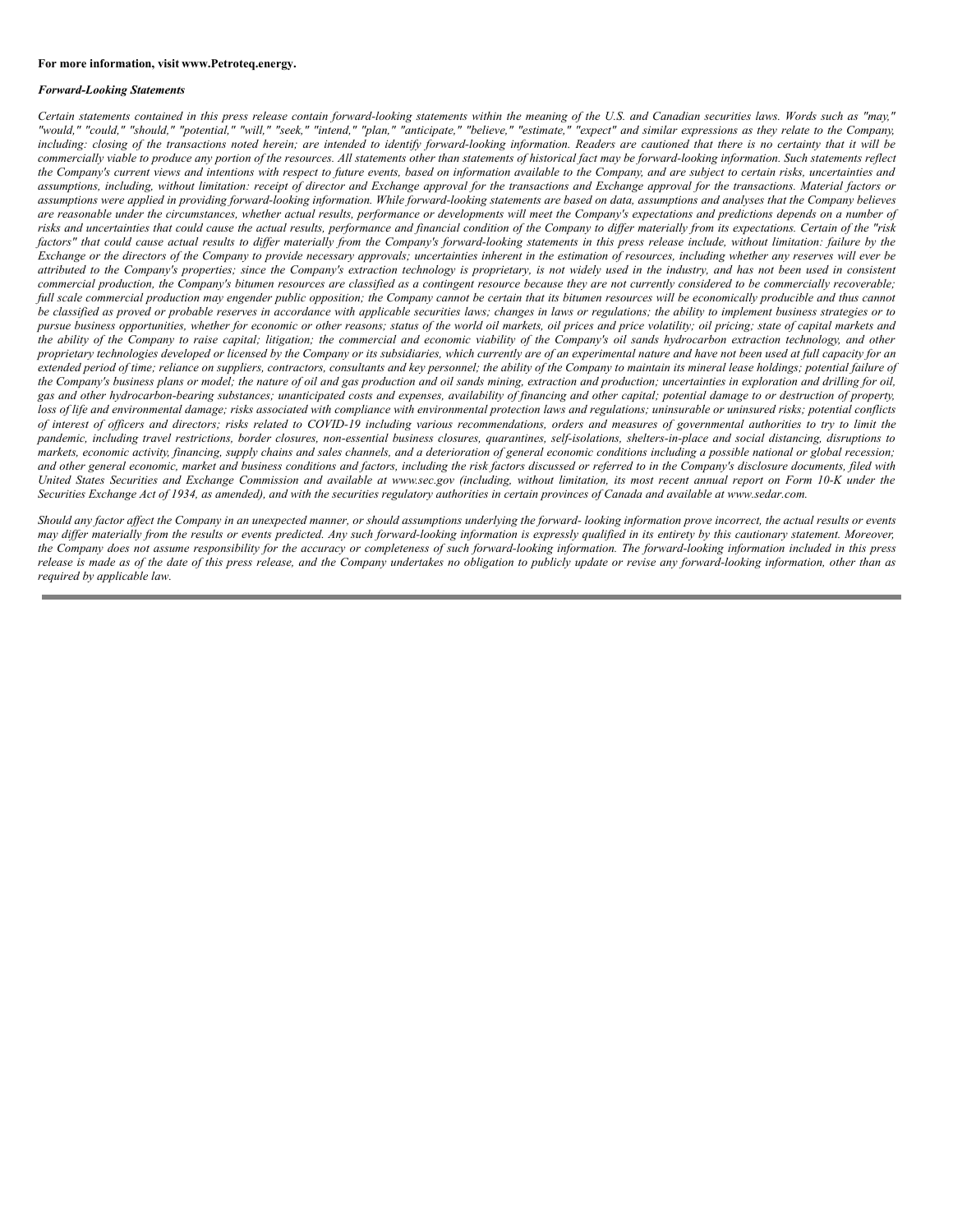**For more information, visit www.Petroteq.energy.**

***Forward-Looking Statements***

*Certain statements contained in this press release contain forward-looking statements within the meaning of the U.S. and Canadian securities laws. Words such as "may," "would," "could," "should," "potential," "will," "seek," "intend," "plan," "anticipate," "believe," "estimate," "expect" and similar expressions as they relate to the Company, including: closing of the transactions noted herein; are intended to identify forward-looking information. Readers are cautioned that there is no certainty that it will be commercially viable to produce any portion of the resources. All statements other than statements of historical fact may be forward-looking information. Such statements reflect the Company's current views and intentions with respect to future events, based on information available to the Company, and are subject to certain risks, uncertainties and assumptions, including, without limitation: receipt of director and Exchange approval for the transactions and Exchange approval for the transactions. Material factors or assumptions were applied in providing forward-looking information. While forward-looking statements are based on data, assumptions and analyses that the Company believes are reasonable under the circumstances, whether actual results, performance or developments will meet the Company's expectations and predictions depends on a number of risks and uncertainties that could cause the actual results, performance and financial condition of the Company to differ materially from its expectations. Certain of the "risk factors" that could cause actual results to differ materially from the Company's forward-looking statements in this press release include, without limitation: failure by the Exchange or the directors of the Company to provide necessary approvals; uncertainties inherent in the estimation of resources, including whether any reserves will ever be attributed to the Company's properties; since the Company's extraction technology is proprietary, is not widely used in the industry, and has not been used in consistent commercial production, the Company's bitumen resources are classified as a contingent resource because they are not currently considered to be commercially recoverable; full scale commercial production may engender public opposition; the Company cannot be certain that its bitumen resources will be economically producible and thus cannot be classified as proved or probable reserves in accordance with applicable securities laws; changes in laws or regulations; the ability to implement business strategies or to pursue business opportunities, whether for economic or other reasons; status of the world oil markets, oil prices and price volatility; oil pricing; state of capital markets and the ability of the Company to raise capital; litigation; the commercial and economic viability of the Company's oil sands hydrocarbon extraction technology, and other proprietary technologies developed or licensed by the Company or its subsidiaries, which currently are of an experimental nature and have not been used at full capacity for an extended period of time; reliance on suppliers, contractors, consultants and key personnel; the ability of the Company to maintain its mineral lease holdings; potential failure of the Company's business plans or model; the nature of oil and gas production and oil sands mining, extraction and production; uncertainties in exploration and drilling for oil, gas and other hydrocarbon-bearing substances; unanticipated costs and expenses, availability of financing and other capital; potential damage to or destruction of property, loss of life and environmental damage; risks associated with compliance with environmental protection laws and regulations; uninsurable or uninsured risks; potential conflicts of interest of officers and directors; risks related to COVID-19 including various recommendations, orders and measures of governmental authorities to try to limit the pandemic, including travel restrictions, border closures, non-essential business closures, quarantines, self-isolations, shelters-in-place and social distancing, disruptions to markets, economic activity, financing, supply chains and sales channels, and a deterioration of general economic conditions including a possible national or global recession; and other general economic, market and business conditions and factors, including the risk factors discussed or referred to in the Company's disclosure documents, filed with United States Securities and Exchange Commission and available at www.sec.gov (including, without limitation, its most recent annual report on Form 10-K under the Securities Exchange Act of 1934, as amended), and with the securities regulatory authorities in certain provinces of Canada and available at www.sedar.com.*

*Should any factor affect the Company in an unexpected manner, or should assumptions underlying the forward- looking information prove incorrect, the actual results or events may differ materially from the results or events predicted. Any such forward-looking information is expressly qualified in its entirety by this cautionary statement. Moreover, the Company does not assume responsibility for the accuracy or completeness of such forward-looking information. The forward-looking information included in this press release is made as of the date of this press release, and the Company undertakes no obligation to publicly update or revise any forward-looking information, other than as required by applicable law.*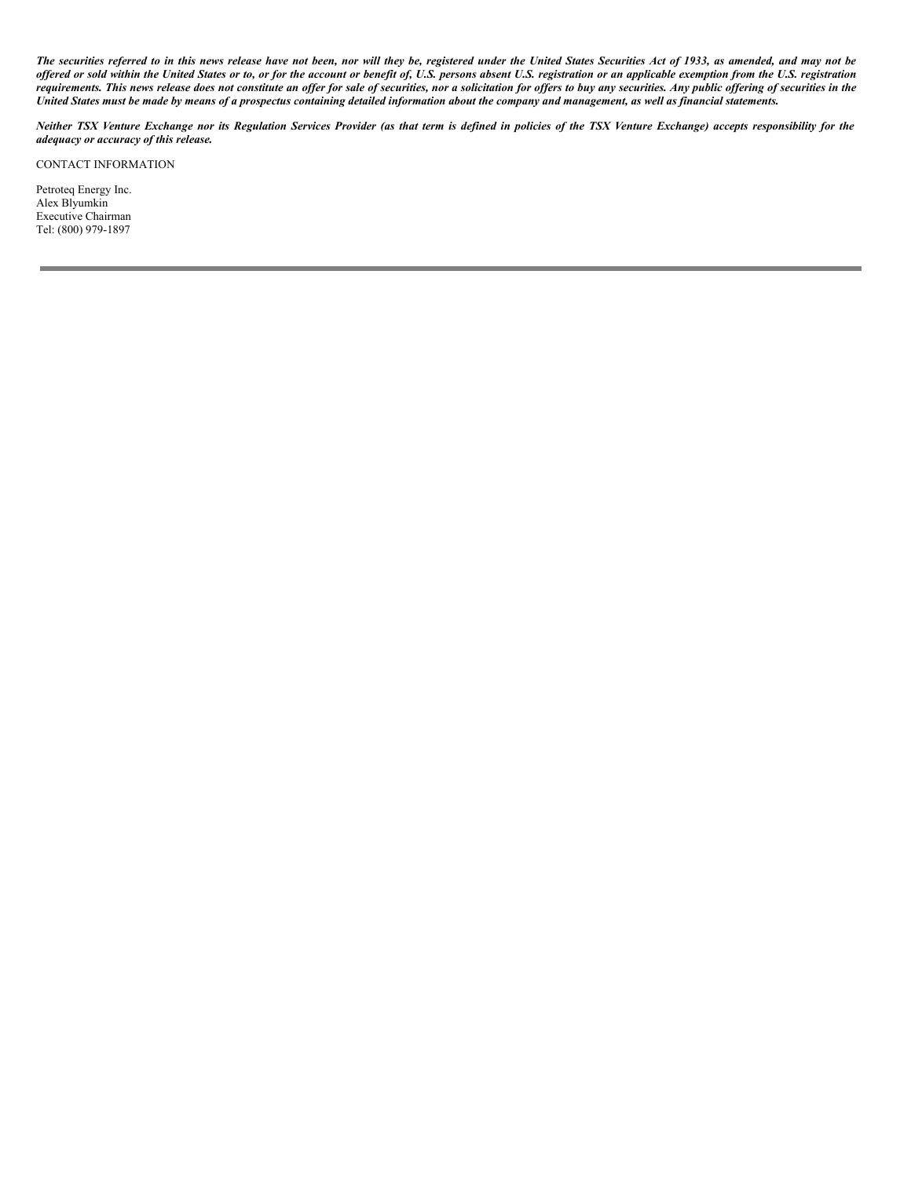***The securities referred to in this news release have not been, nor will they be, registered under the United States Securities Act of 1933, as amended, and may not be offered or sold within the United States or to, or for the account or benefit of, U.S. persons absent U.S. registration or an applicable exemption from the U.S. registration requirements. This news release does not constitute an offer for sale of securities, nor a solicitation for offers to buy any securities. Any public offering of securities in the United States must be made by means of a prospectus containing detailed information about the company and management, as well as financial statements.***

***Neither TSX Venture Exchange nor its Regulation Services Provider (as that term is defined in policies of the TSX Venture Exchange) accepts responsibility for the adequacy or accuracy of this release.***

CONTACT INFORMATION

Petroteq Energy Inc.
Alex Blyumkin
Executive Chairman
Tel: (800) 979-1897